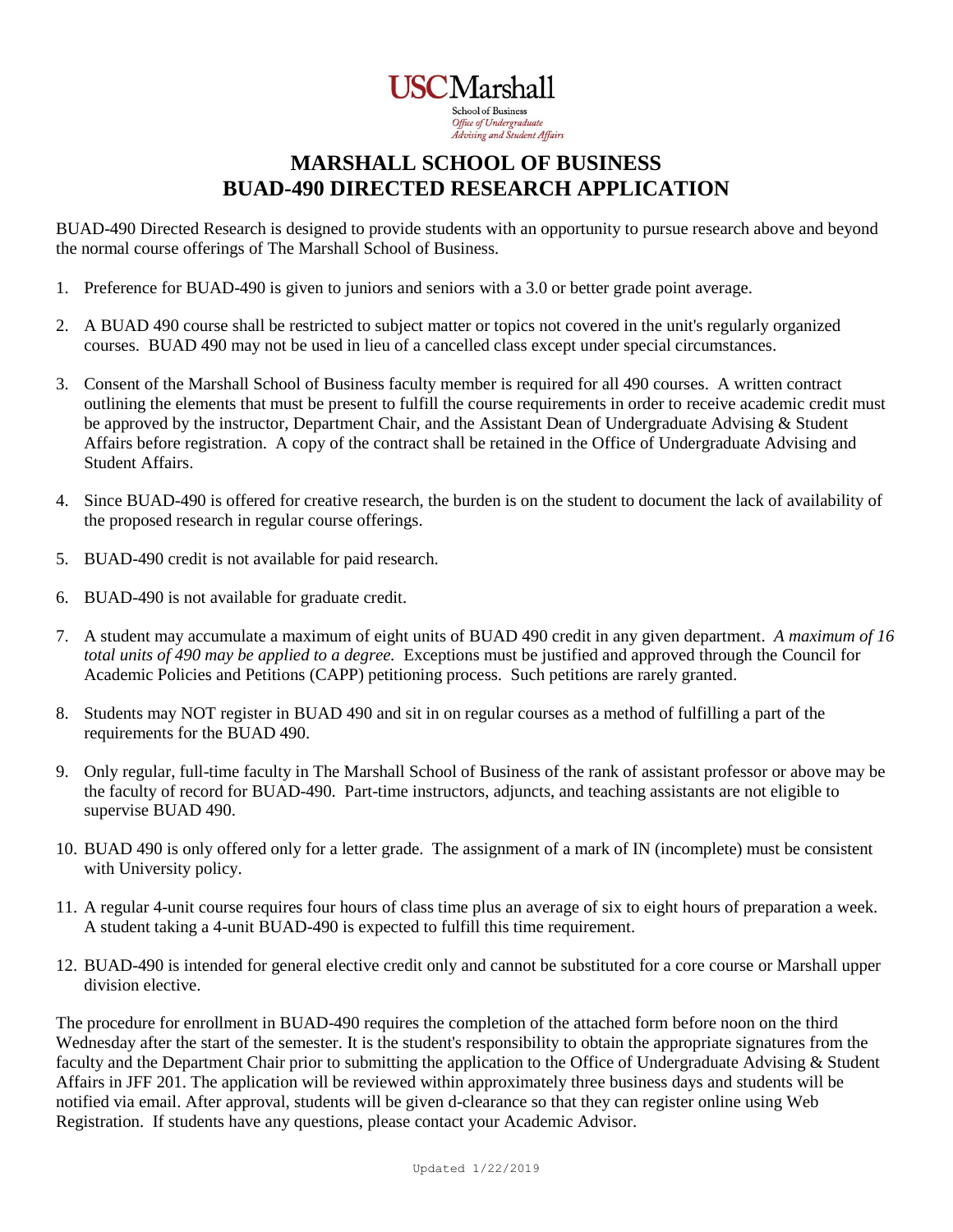USCMarshall

School of Business
*Office of Undergraduate Advising and Student Affairs*

# MARSHALL SCHOOL OF BUSINESS
# BUAD-490 DIRECTED RESEARCH APPLICATION

BUAD-490 Directed Research is designed to provide students with an opportunity to pursue research above and beyond the normal course offerings of The Marshall School of Business.

1. Preference for BUAD-490 is given to juniors and seniors with a 3.0 or better grade point average.

2. A BUAD 490 course shall be restricted to subject matter or topics not covered in the unit's regularly organized courses. BUAD 490 may not be used in lieu of a cancelled class except under special circumstances.

3. Consent of the Marshall School of Business faculty member is required for all 490 courses. A written contract outlining the elements that must be present to fulfill the course requirements in order to receive academic credit must be approved by the instructor, Department Chair, and the Assistant Dean of Undergraduate Advising & Student Affairs before registration. A copy of the contract shall be retained in the Office of Undergraduate Advising and Student Affairs.

4. Since BUAD-490 is offered for creative research, the burden is on the student to document the lack of availability of the proposed research in regular course offerings.

5. BUAD-490 credit is not available for paid research.

6. BUAD-490 is not available for graduate credit.

7. A student may accumulate a maximum of eight units of BUAD 490 credit in any given department. *A maximum of 16 total units of 490 may be applied to a degree.* Exceptions must be justified and approved through the Council for Academic Policies and Petitions (CAPP) petitioning process. Such petitions are rarely granted.

8. Students may NOT register in BUAD 490 and sit in on regular courses as a method of fulfilling a part of the requirements for the BUAD 490.

9. Only regular, full-time faculty in The Marshall School of Business of the rank of assistant professor or above may be the faculty of record for BUAD-490. Part-time instructors, adjuncts, and teaching assistants are not eligible to supervise BUAD 490.

10. BUAD 490 is only offered only for a letter grade. The assignment of a mark of IN (incomplete) must be consistent with University policy.

11. A regular 4-unit course requires four hours of class time plus an average of six to eight hours of preparation a week. A student taking a 4-unit BUAD-490 is expected to fulfill this time requirement.

12. BUAD-490 is intended for general elective credit only and cannot be substituted for a core course or Marshall upper division elective.

The procedure for enrollment in BUAD-490 requires the completion of the attached form before noon on the third Wednesday after the start of the semester. It is the student's responsibility to obtain the appropriate signatures from the faculty and the Department Chair prior to submitting the application to the Office of Undergraduate Advising & Student Affairs in JFF 201. The application will be reviewed within approximately three business days and students will be notified via email. After approval, students will be given d-clearance so that they can register online using Web Registration. If students have any questions, please contact your Academic Advisor.

Updated 1/22/2019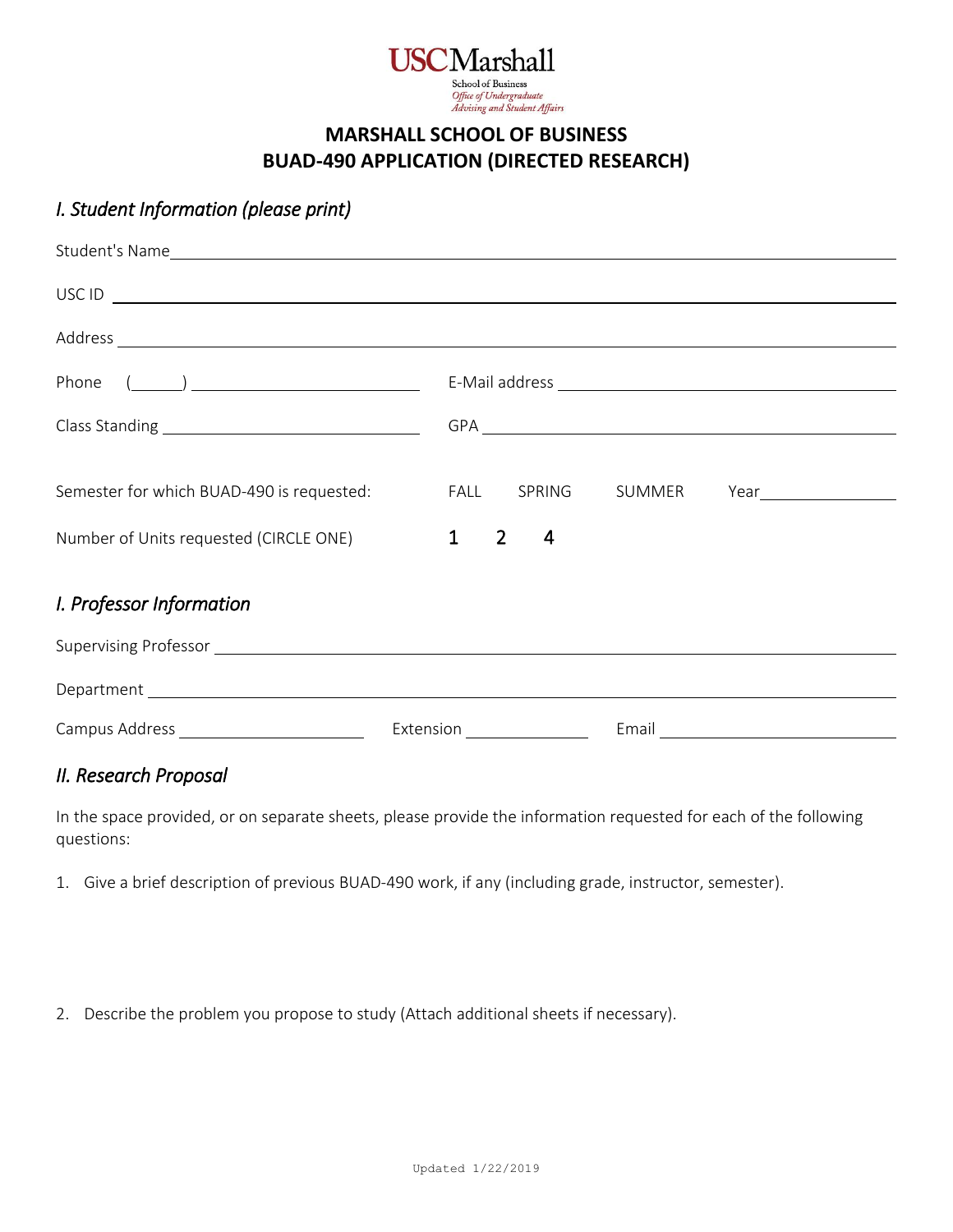USCMarshall
School of Business
*Office of Undergraduate Advising and Student Affairs*

# MARSHALL SCHOOL OF BUSINESS
# BUAD-490 APPLICATION (DIRECTED RESEARCH)

## *I. Student Information (please print)*

Student's Name ____________________________________________

USC ID ____________________________________________

Address ____________________________________________

Phone (______) ________________________ E-Mail address ________________________

Class Standing ________________________ GPA ________________________

Semester for which BUAD-490 is requested: FALL SPRING SUMMER Year______________

Number of Units requested (CIRCLE ONE) **1 2 4**

## *I. Professor Information*

Supervising Professor ____________________________________________

Department ____________________________________________

Campus Address ________________ Extension ____________ Email ________________________

## *II. Research Proposal*

In the space provided, or on separate sheets, please provide the information requested for each of the following questions:

1. Give a brief description of previous BUAD-490 work, if any (including grade, instructor, semester).

2. Describe the problem you propose to study (Attach additional sheets if necessary).

Updated 1/22/2019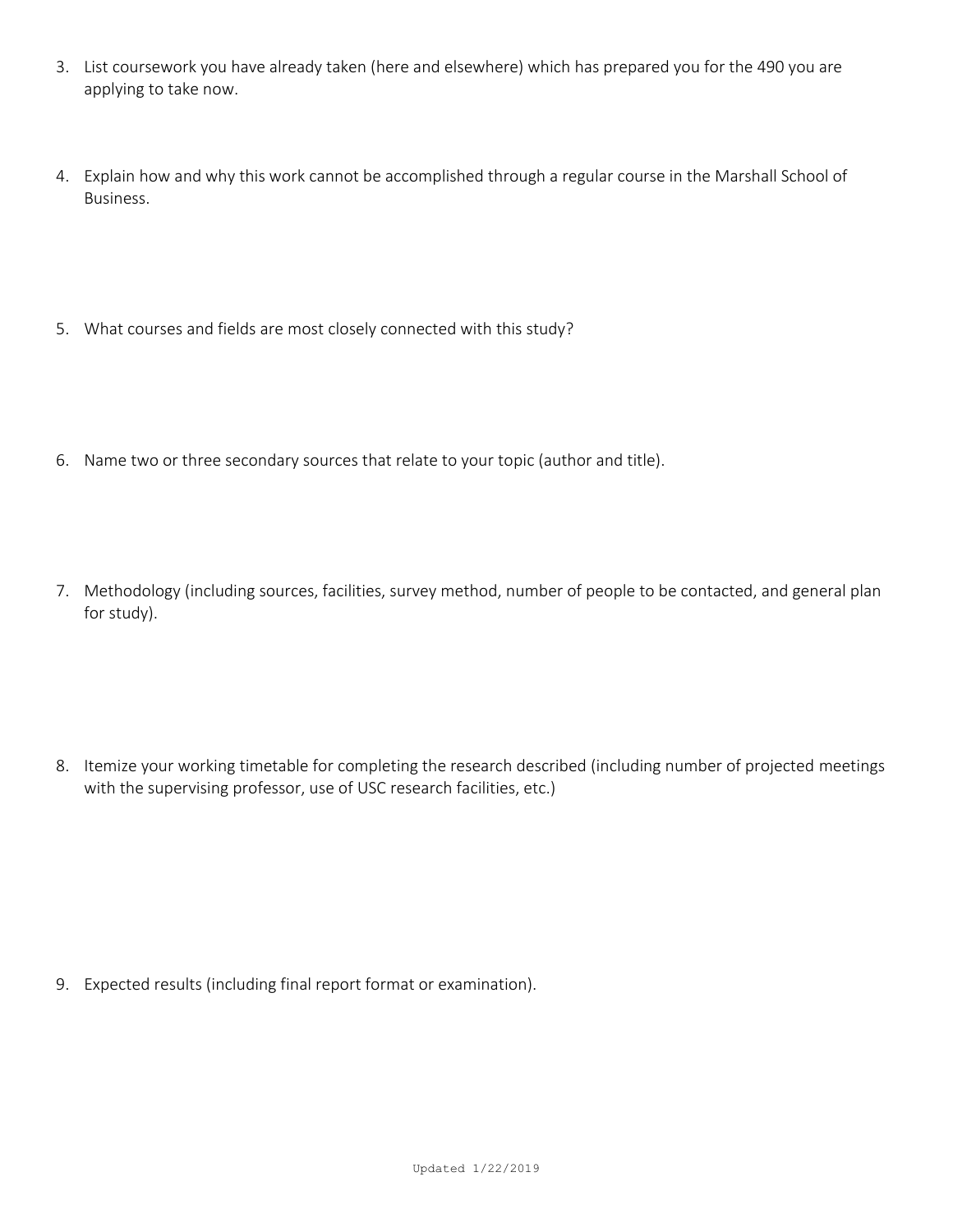3. List coursework you have already taken (here and elsewhere) which has prepared you for the 490 you are applying to take now.

4. Explain how and why this work cannot be accomplished through a regular course in the Marshall School of Business.

5. What courses and fields are most closely connected with this study?

6. Name two or three secondary sources that relate to your topic (author and title).

7. Methodology (including sources, facilities, survey method, number of people to be contacted, and general plan for study).

8. Itemize your working timetable for completing the research described (including number of projected meetings with the supervising professor, use of USC research facilities, etc.)

9. Expected results (including final report format or examination).

Updated 1/22/2019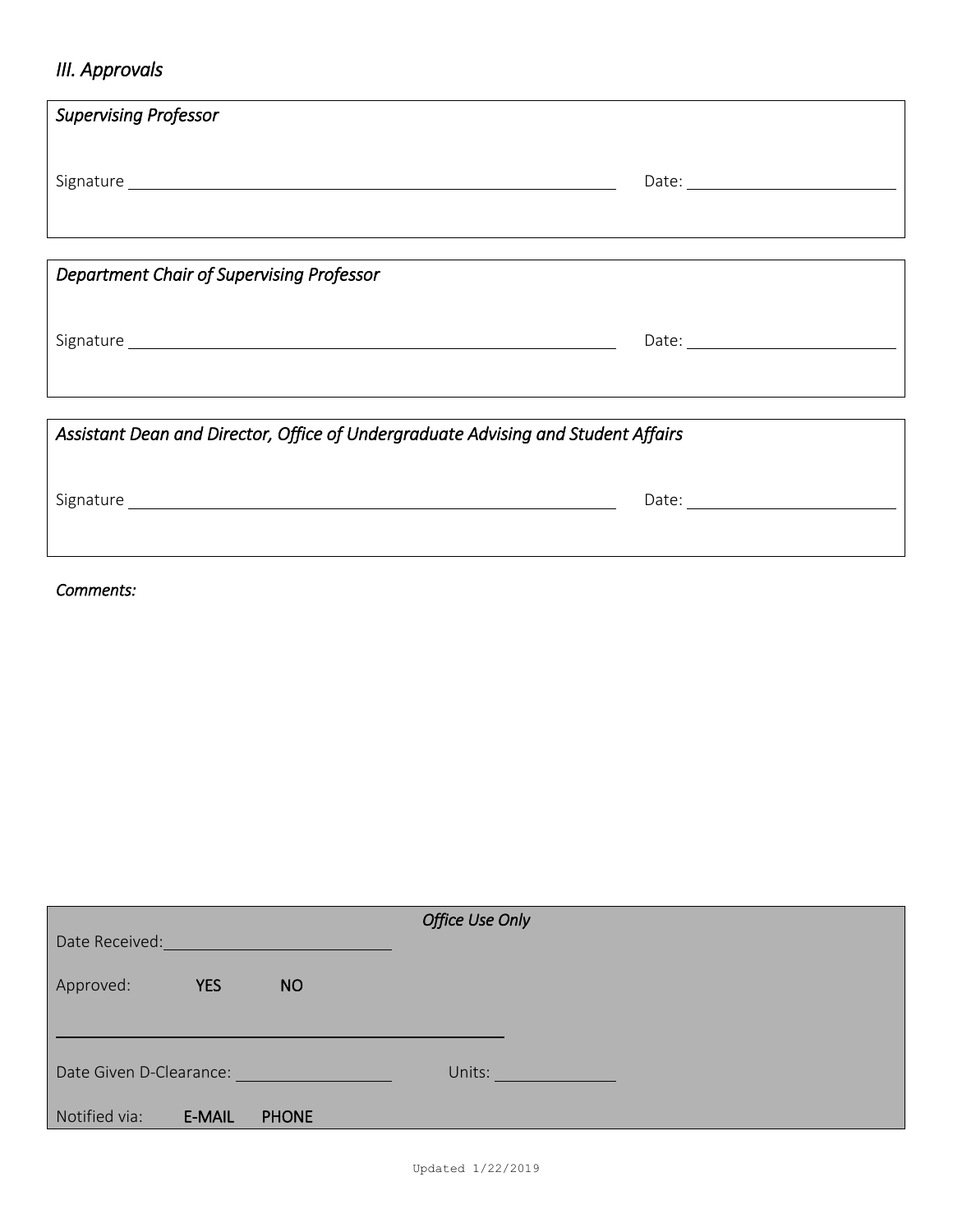## *III. Approvals*

*Supervising Professor*

Signature ______________________________ Date: ______________

*Department Chair of Supervising Professor*

Signature ______________________________ Date: ______________

*Assistant Dean and Director, Office of Undergraduate Advising and Student Affairs*

Signature ______________________________ Date: ______________

*Comments:*

*Office Use Only*

Date Received: ______________

Approved: **YES** **NO**

______________________________

Date Given D-Clearance: ______________ Units: ______________

Notified via: **E-MAIL** **PHONE**

Updated 1/22/2019